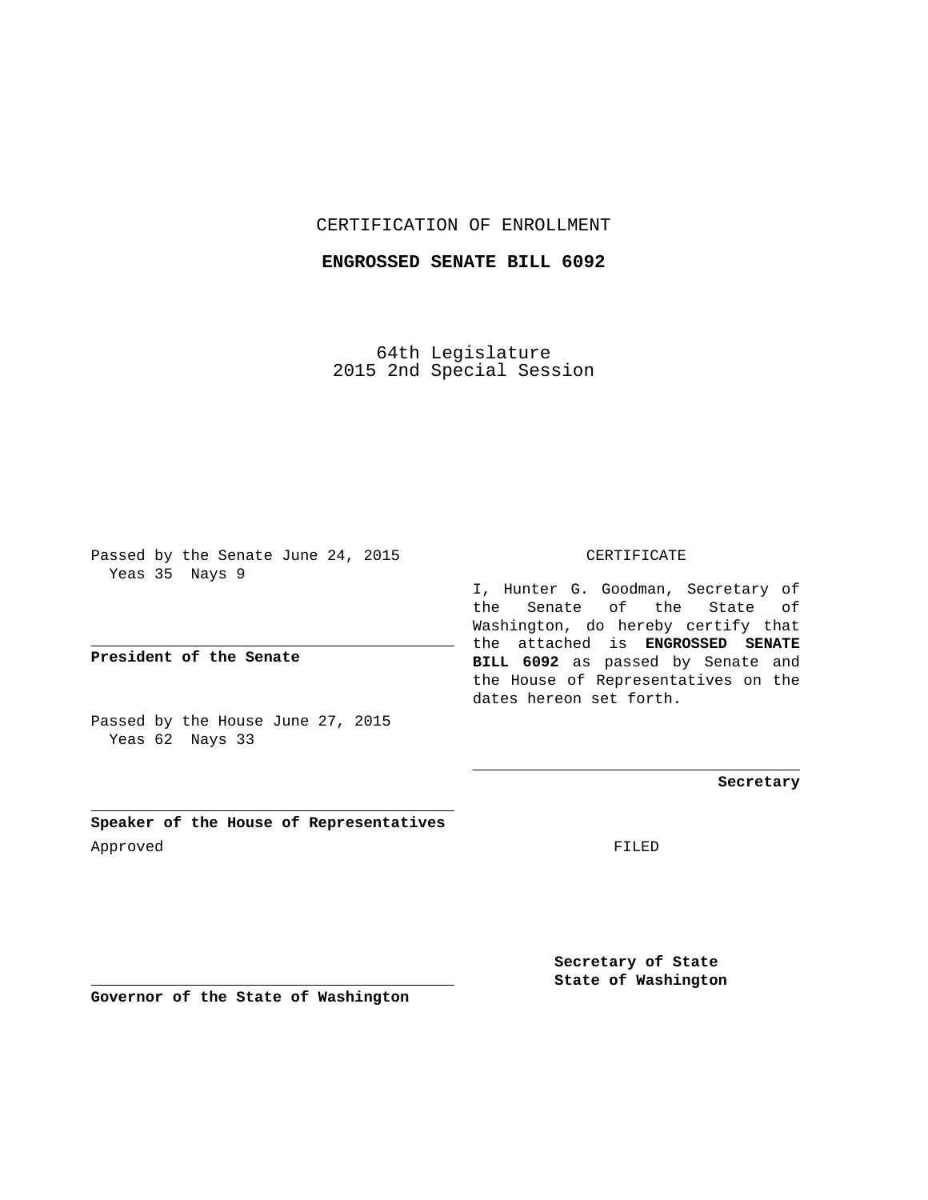# CERTIFICATION OF ENROLLMENT

## ENGROSSED SENATE BILL 6092

64th Legislature
2015 2nd Special Session

Passed by the Senate June 24, 2015
Yeas 35 Nays 9

**President of the Senate**

Passed by the House June 27, 2015
Yeas 62 Nays 33

**Speaker of the House of Representatives**

Approved

**Governor of the State of Washington**

CERTIFICATE

I, Hunter G. Goodman, Secretary of the Senate of the State of Washington, do hereby certify that the attached is **ENGROSSED SENATE BILL 6092** as passed by Senate and the House of Representatives on the dates hereon set forth.

**Secretary**

FILED

**Secretary of State**
**State of Washington**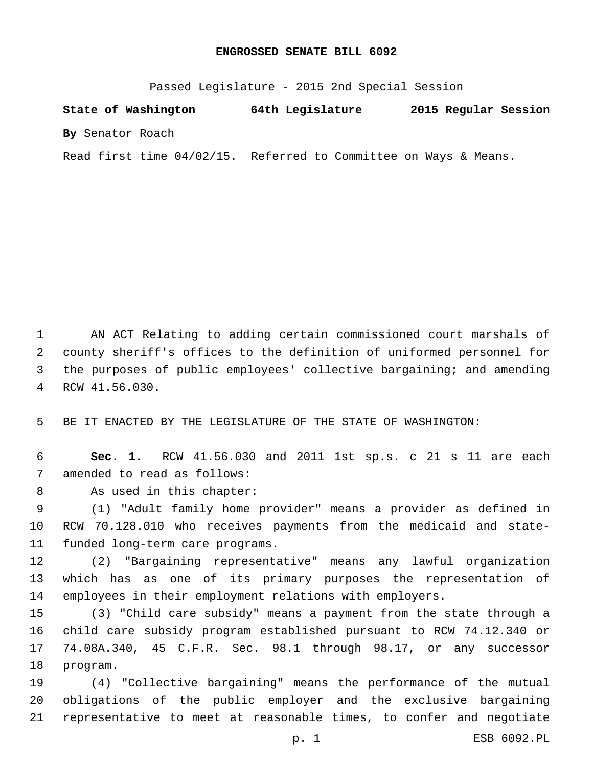# ENGROSSED SENATE BILL 6092

Passed Legislature - 2015 2nd Special Session

**State of Washington 64th Legislature 2015 Regular Session**

**By** Senator Roach

Read first time 04/02/15. Referred to Committee on Ways & Means.

1 AN ACT Relating to adding certain commissioned court marshals of 2 county sheriff's offices to the definition of uniformed personnel for 3 the purposes of public employees' collective bargaining; and amending 4 RCW 41.56.030.

5 BE IT ENACTED BY THE LEGISLATURE OF THE STATE OF WASHINGTON:

6 **Sec. 1.** RCW 41.56.030 and 2011 1st sp.s. c 21 s 11 are each 7 amended to read as follows:

8 As used in this chapter:

9 (1) "Adult family home provider" means a provider as defined in 10 RCW 70.128.010 who receives payments from the medicaid and state-11 funded long-term care programs.

12 (2) "Bargaining representative" means any lawful organization 13 which has as one of its primary purposes the representation of 14 employees in their employment relations with employers.

15 (3) "Child care subsidy" means a payment from the state through a 16 child care subsidy program established pursuant to RCW 74.12.340 or 17 74.08A.340, 45 C.F.R. Sec. 98.1 through 98.17, or any successor 18 program.

19 (4) "Collective bargaining" means the performance of the mutual 20 obligations of the public employer and the exclusive bargaining 21 representative to meet at reasonable times, to confer and negotiate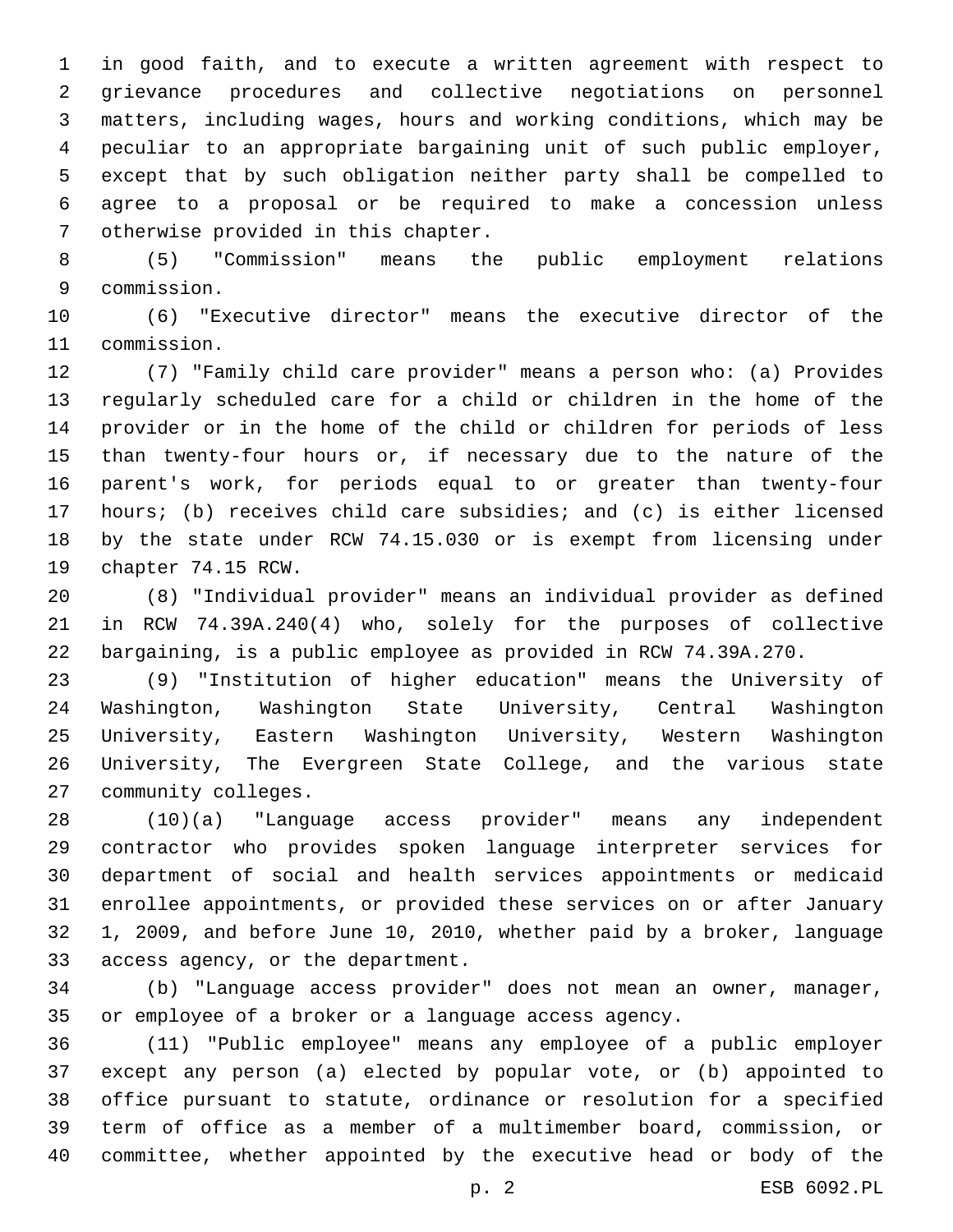in good faith, and to execute a written agreement with respect to grievance procedures and collective negotiations on personnel matters, including wages, hours and working conditions, which may be peculiar to an appropriate bargaining unit of such public employer, except that by such obligation neither party shall be compelled to agree to a proposal or be required to make a concession unless otherwise provided in this chapter.

(5) "Commission" means the public employment relations commission.

(6) "Executive director" means the executive director of the commission.

(7) "Family child care provider" means a person who: (a) Provides regularly scheduled care for a child or children in the home of the provider or in the home of the child or children for periods of less than twenty-four hours or, if necessary due to the nature of the parent's work, for periods equal to or greater than twenty-four hours; (b) receives child care subsidies; and (c) is either licensed by the state under RCW 74.15.030 or is exempt from licensing under chapter 74.15 RCW.

(8) "Individual provider" means an individual provider as defined in RCW 74.39A.240(4) who, solely for the purposes of collective bargaining, is a public employee as provided in RCW 74.39A.270.

(9) "Institution of higher education" means the University of Washington, Washington State University, Central Washington University, Eastern Washington University, Western Washington University, The Evergreen State College, and the various state community colleges.

(10)(a) "Language access provider" means any independent contractor who provides spoken language interpreter services for department of social and health services appointments or medicaid enrollee appointments, or provided these services on or after January 1, 2009, and before June 10, 2010, whether paid by a broker, language access agency, or the department.

(b) "Language access provider" does not mean an owner, manager, or employee of a broker or a language access agency.

(11) "Public employee" means any employee of a public employer except any person (a) elected by popular vote, or (b) appointed to office pursuant to statute, ordinance or resolution for a specified term of office as a member of a multimember board, commission, or committee, whether appointed by the executive head or body of the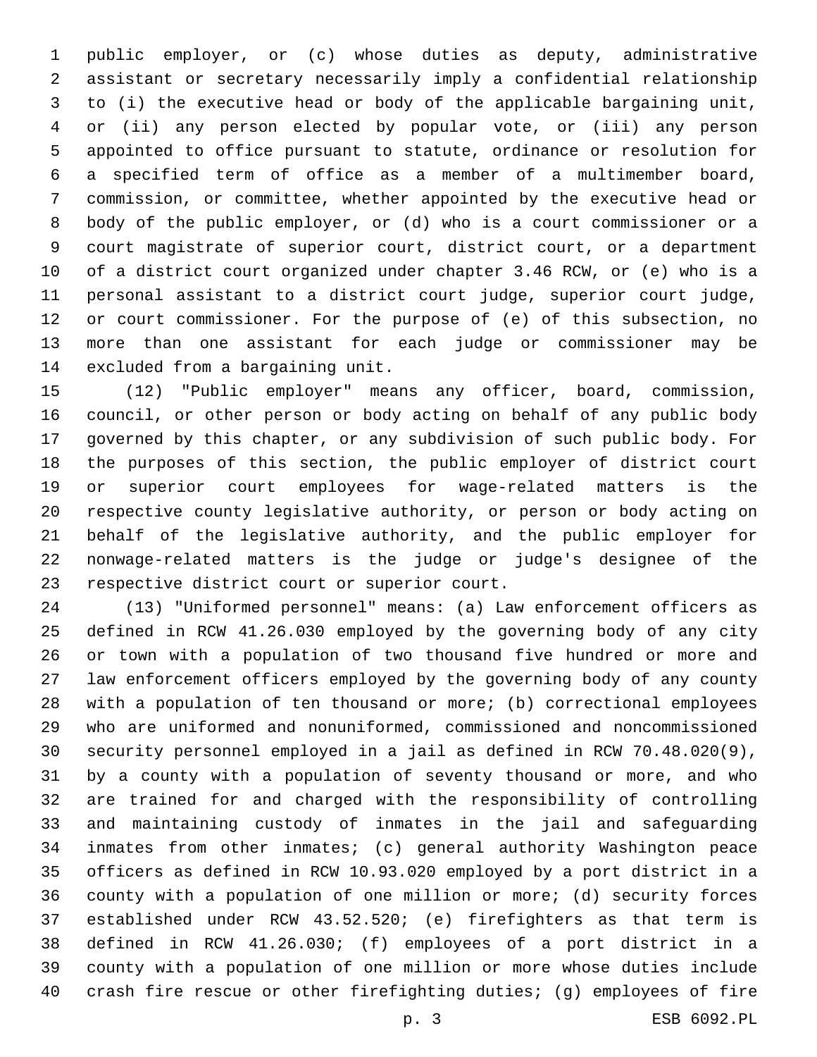public employer, or (c) whose duties as deputy, administrative assistant or secretary necessarily imply a confidential relationship to (i) the executive head or body of the applicable bargaining unit, or (ii) any person elected by popular vote, or (iii) any person appointed to office pursuant to statute, ordinance or resolution for a specified term of office as a member of a multimember board, commission, or committee, whether appointed by the executive head or body of the public employer, or (d) who is a court commissioner or a court magistrate of superior court, district court, or a department of a district court organized under chapter 3.46 RCW, or (e) who is a personal assistant to a district court judge, superior court judge, or court commissioner. For the purpose of (e) of this subsection, no more than one assistant for each judge or commissioner may be excluded from a bargaining unit.

(12) "Public employer" means any officer, board, commission, council, or other person or body acting on behalf of any public body governed by this chapter, or any subdivision of such public body. For the purposes of this section, the public employer of district court or superior court employees for wage-related matters is the respective county legislative authority, or person or body acting on behalf of the legislative authority, and the public employer for nonwage-related matters is the judge or judge's designee of the respective district court or superior court.

(13) "Uniformed personnel" means: (a) Law enforcement officers as defined in RCW 41.26.030 employed by the governing body of any city or town with a population of two thousand five hundred or more and law enforcement officers employed by the governing body of any county with a population of ten thousand or more; (b) correctional employees who are uniformed and nonuniformed, commissioned and noncommissioned security personnel employed in a jail as defined in RCW 70.48.020(9), by a county with a population of seventy thousand or more, and who are trained for and charged with the responsibility of controlling and maintaining custody of inmates in the jail and safeguarding inmates from other inmates; (c) general authority Washington peace officers as defined in RCW 10.93.020 employed by a port district in a county with a population of one million or more; (d) security forces established under RCW 43.52.520; (e) firefighters as that term is defined in RCW 41.26.030; (f) employees of a port district in a county with a population of one million or more whose duties include crash fire rescue or other firefighting duties; (g) employees of fire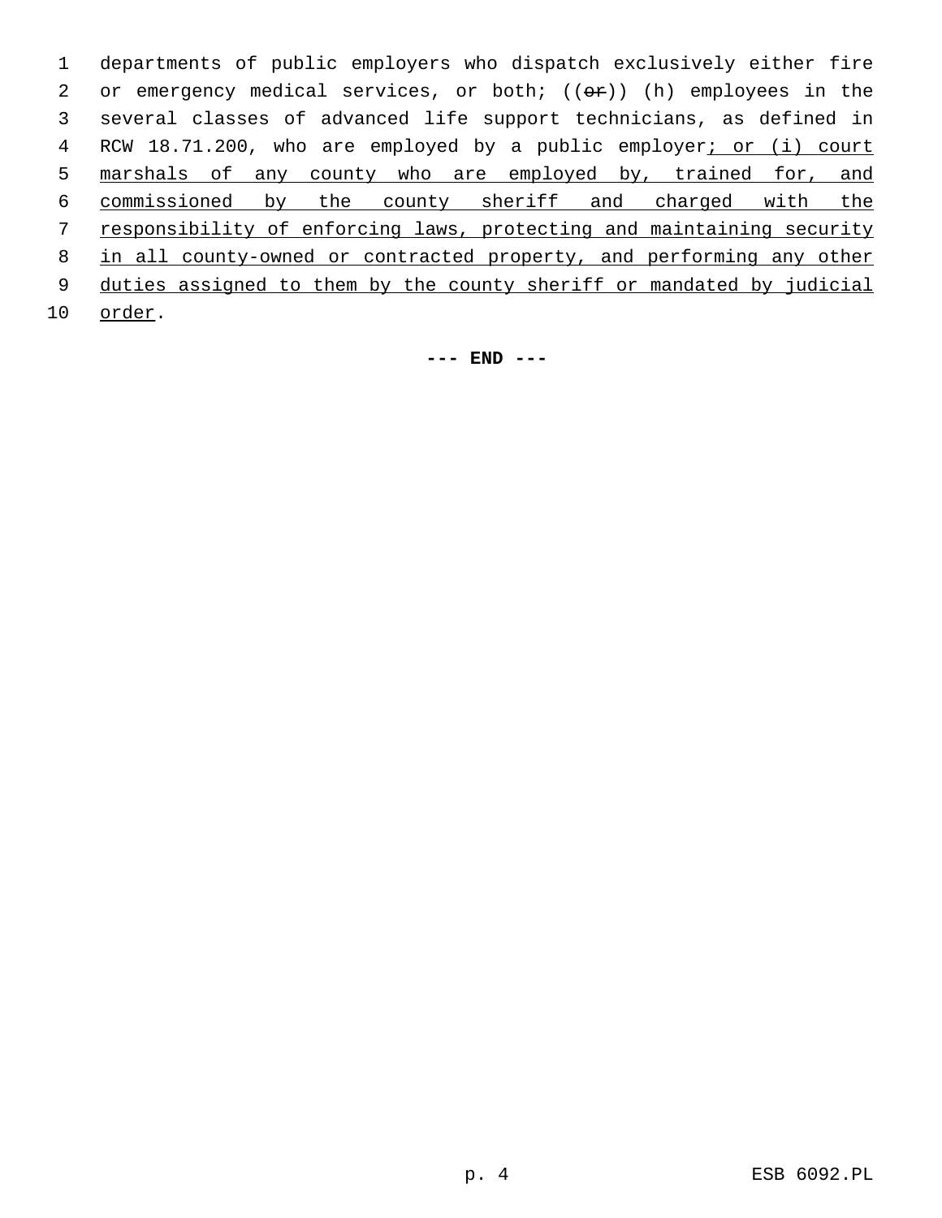departments of public employers who dispatch exclusively either fire or emergency medical services, or both; ((~~or~~)) (h) employees in the several classes of advanced life support technicians, as defined in RCW 18.71.200, who are employed by a public employer<u>; or (i) court marshals of any county who are employed by, trained for, and commissioned by the county sheriff and charged with the responsibility of enforcing laws, protecting and maintaining security in all county-owned or contracted property, and performing any other duties assigned to them by the county sheriff or mandated by judicial order</u>.

**--- END ---**